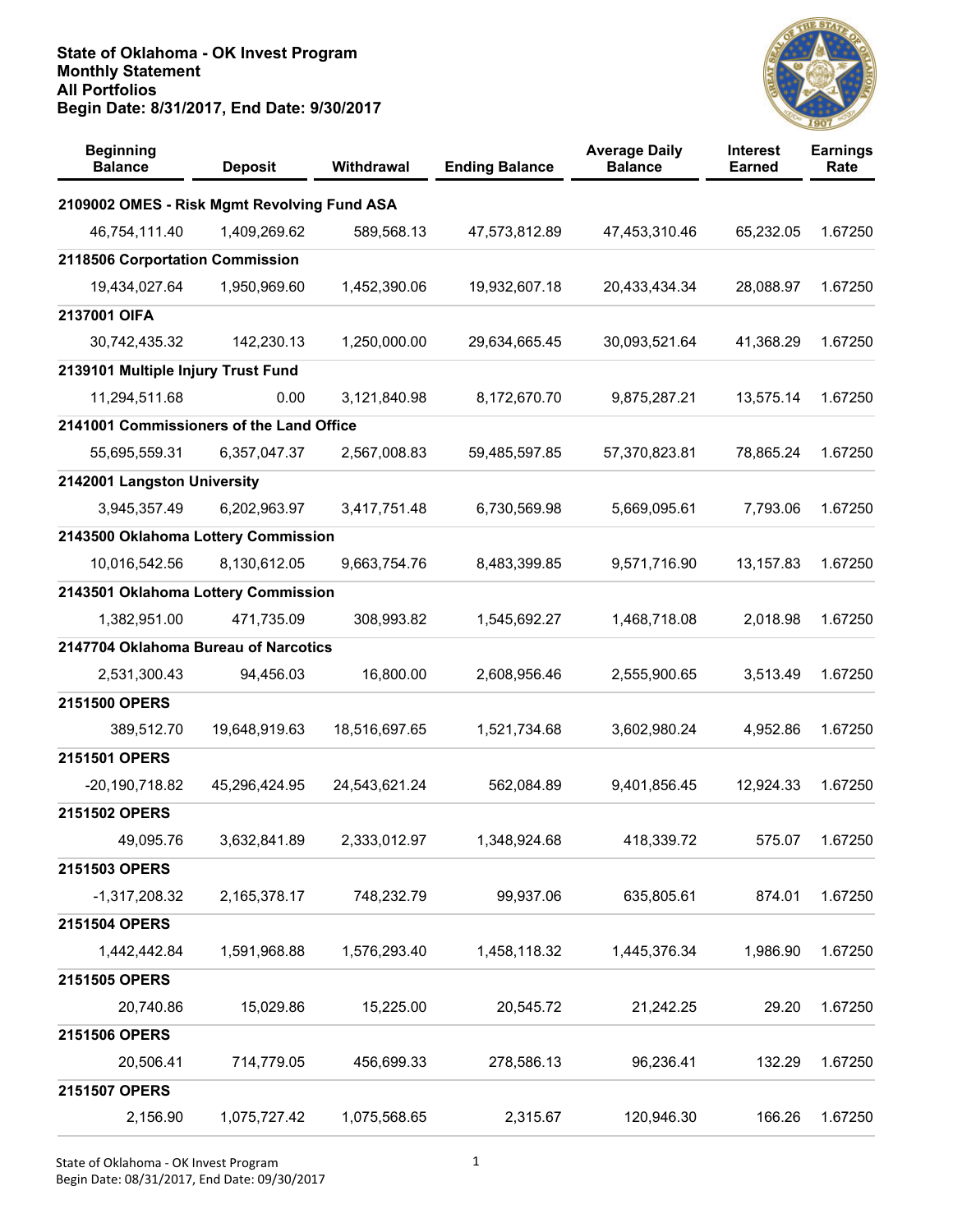**State of Oklahoma - OK Invest Program**
**Monthly Statement**
**All Portfolios**
**Begin Date: 8/31/2017, End Date: 9/30/2017**

| Beginning Balance | Deposit | Withdrawal | Ending Balance | Average Daily Balance | Interest Earned | Earnings Rate |
|---|---|---|---|---|---|---|
| **2109002 OMES - Risk Mgmt Revolving Fund ASA** | | | | | | |
| 46,754,111.40 | 1,409,269.62 | 589,568.13 | 47,573,812.89 | 47,453,310.46 | 65,232.05 | 1.67250 |
| **2118506 Corportation Commission** | | | | | | |
| 19,434,027.64 | 1,950,969.60 | 1,452,390.06 | 19,932,607.18 | 20,433,434.34 | 28,088.97 | 1.67250 |
| **2137001 OIFA** | | | | | | |
| 30,742,435.32 | 142,230.13 | 1,250,000.00 | 29,634,665.45 | 30,093,521.64 | 41,368.29 | 1.67250 |
| **2139101 Multiple Injury Trust Fund** | | | | | | |
| 11,294,511.68 | 0.00 | 3,121,840.98 | 8,172,670.70 | 9,875,287.21 | 13,575.14 | 1.67250 |
| **2141001 Commissioners of the Land Office** | | | | | | |
| 55,695,559.31 | 6,357,047.37 | 2,567,008.83 | 59,485,597.85 | 57,370,823.81 | 78,865.24 | 1.67250 |
| **2142001 Langston University** | | | | | | |
| 3,945,357.49 | 6,202,963.97 | 3,417,751.48 | 6,730,569.98 | 5,669,095.61 | 7,793.06 | 1.67250 |
| **2143500 Oklahoma Lottery Commission** | | | | | | |
| 10,016,542.56 | 8,130,612.05 | 9,663,754.76 | 8,483,399.85 | 9,571,716.90 | 13,157.83 | 1.67250 |
| **2143501 Oklahoma Lottery Commission** | | | | | | |
| 1,382,951.00 | 471,735.09 | 308,993.82 | 1,545,692.27 | 1,468,718.08 | 2,018.98 | 1.67250 |
| **2147704 Oklahoma Bureau of Narcotics** | | | | | | |
| 2,531,300.43 | 94,456.03 | 16,800.00 | 2,608,956.46 | 2,555,900.65 | 3,513.49 | 1.67250 |
| **2151500 OPERS** | | | | | | |
| 389,512.70 | 19,648,919.63 | 18,516,697.65 | 1,521,734.68 | 3,602,980.24 | 4,952.86 | 1.67250 |
| **2151501 OPERS** | | | | | | |
| -20,190,718.82 | 45,296,424.95 | 24,543,621.24 | 562,084.89 | 9,401,856.45 | 12,924.33 | 1.67250 |
| **2151502 OPERS** | | | | | | |
| 49,095.76 | 3,632,841.89 | 2,333,012.97 | 1,348,924.68 | 418,339.72 | 575.07 | 1.67250 |
| **2151503 OPERS** | | | | | | |
| -1,317,208.32 | 2,165,378.17 | 748,232.79 | 99,937.06 | 635,805.61 | 874.01 | 1.67250 |
| **2151504 OPERS** | | | | | | |
| 1,442,442.84 | 1,591,968.88 | 1,576,293.40 | 1,458,118.32 | 1,445,376.34 | 1,986.90 | 1.67250 |
| **2151505 OPERS** | | | | | | |
| 20,740.86 | 15,029.86 | 15,225.00 | 20,545.72 | 21,242.25 | 29.20 | 1.67250 |
| **2151506 OPERS** | | | | | | |
| 20,506.41 | 714,779.05 | 456,699.33 | 278,586.13 | 96,236.41 | 132.29 | 1.67250 |
| **2151507 OPERS** | | | | | | |
| 2,156.90 | 1,075,727.42 | 1,075,568.65 | 2,315.67 | 120,946.30 | 166.26 | 1.67250 |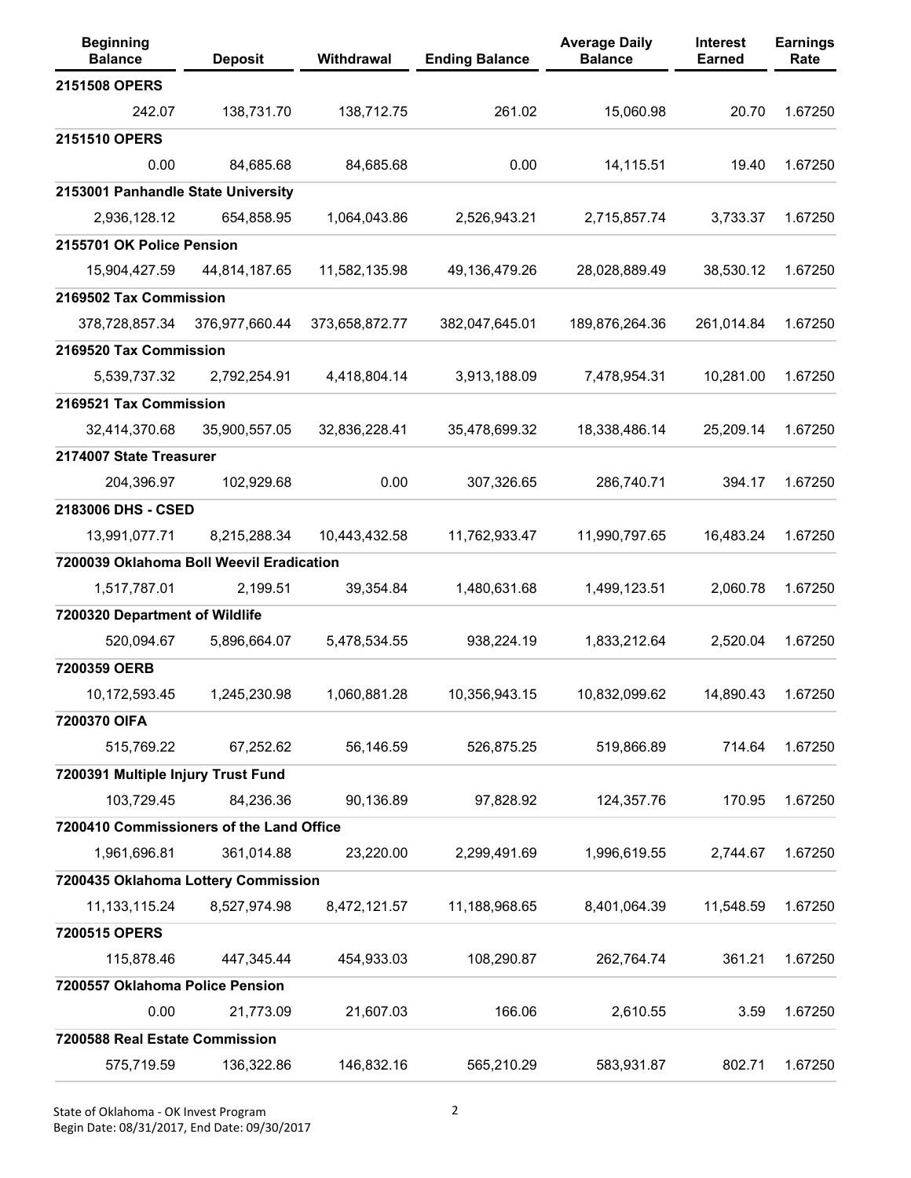| Beginning Balance | Deposit | Withdrawal | Ending Balance | Average Daily Balance | Interest Earned | Earnings Rate |
|---|---|---|---|---|---|---|
| **2151508 OPERS** | | | | | | |
| 242.07 | 138,731.70 | 138,712.75 | 261.02 | 15,060.98 | 20.70 | 1.67250 |
| **2151510 OPERS** | | | | | | |
| 0.00 | 84,685.68 | 84,685.68 | 0.00 | 14,115.51 | 19.40 | 1.67250 |
| **2153001 Panhandle State University** | | | | | | |
| 2,936,128.12 | 654,858.95 | 1,064,043.86 | 2,526,943.21 | 2,715,857.74 | 3,733.37 | 1.67250 |
| **2155701 OK Police Pension** | | | | | | |
| 15,904,427.59 | 44,814,187.65 | 11,582,135.98 | 49,136,479.26 | 28,028,889.49 | 38,530.12 | 1.67250 |
| **2169502 Tax Commission** | | | | | | |
| 378,728,857.34 | 376,977,660.44 | 373,658,872.77 | 382,047,645.01 | 189,876,264.36 | 261,014.84 | 1.67250 |
| **2169520 Tax Commission** | | | | | | |
| 5,539,737.32 | 2,792,254.91 | 4,418,804.14 | 3,913,188.09 | 7,478,954.31 | 10,281.00 | 1.67250 |
| **2169521 Tax Commission** | | | | | | |
| 32,414,370.68 | 35,900,557.05 | 32,836,228.41 | 35,478,699.32 | 18,338,486.14 | 25,209.14 | 1.67250 |
| **2174007 State Treasurer** | | | | | | |
| 204,396.97 | 102,929.68 | 0.00 | 307,326.65 | 286,740.71 | 394.17 | 1.67250 |
| **2183006 DHS - CSED** | | | | | | |
| 13,991,077.71 | 8,215,288.34 | 10,443,432.58 | 11,762,933.47 | 11,990,797.65 | 16,483.24 | 1.67250 |
| **7200039 Oklahoma Boll Weevil Eradication** | | | | | | |
| 1,517,787.01 | 2,199.51 | 39,354.84 | 1,480,631.68 | 1,499,123.51 | 2,060.78 | 1.67250 |
| **7200320 Department of Wildlife** | | | | | | |
| 520,094.67 | 5,896,664.07 | 5,478,534.55 | 938,224.19 | 1,833,212.64 | 2,520.04 | 1.67250 |
| **7200359 OERB** | | | | | | |
| 10,172,593.45 | 1,245,230.98 | 1,060,881.28 | 10,356,943.15 | 10,832,099.62 | 14,890.43 | 1.67250 |
| **7200370 OIFA** | | | | | | |
| 515,769.22 | 67,252.62 | 56,146.59 | 526,875.25 | 519,866.89 | 714.64 | 1.67250 |
| **7200391 Multiple Injury Trust Fund** | | | | | | |
| 103,729.45 | 84,236.36 | 90,136.89 | 97,828.92 | 124,357.76 | 170.95 | 1.67250 |
| **7200410 Commissioners of the Land Office** | | | | | | |
| 1,961,696.81 | 361,014.88 | 23,220.00 | 2,299,491.69 | 1,996,619.55 | 2,744.67 | 1.67250 |
| **7200435 Oklahoma Lottery Commission** | | | | | | |
| 11,133,115.24 | 8,527,974.98 | 8,472,121.57 | 11,188,968.65 | 8,401,064.39 | 11,548.59 | 1.67250 |
| **7200515 OPERS** | | | | | | |
| 115,878.46 | 447,345.44 | 454,933.03 | 108,290.87 | 262,764.74 | 361.21 | 1.67250 |
| **7200557 Oklahoma Police Pension** | | | | | | |
| 0.00 | 21,773.09 | 21,607.03 | 166.06 | 2,610.55 | 3.59 | 1.67250 |
| **7200588 Real Estate Commission** | | | | | | |
| 575,719.59 | 136,322.86 | 146,832.16 | 565,210.29 | 583,931.87 | 802.71 | 1.67250 |

State of Oklahoma - OK Invest Program
Begin Date: 08/31/2017, End Date: 09/30/2017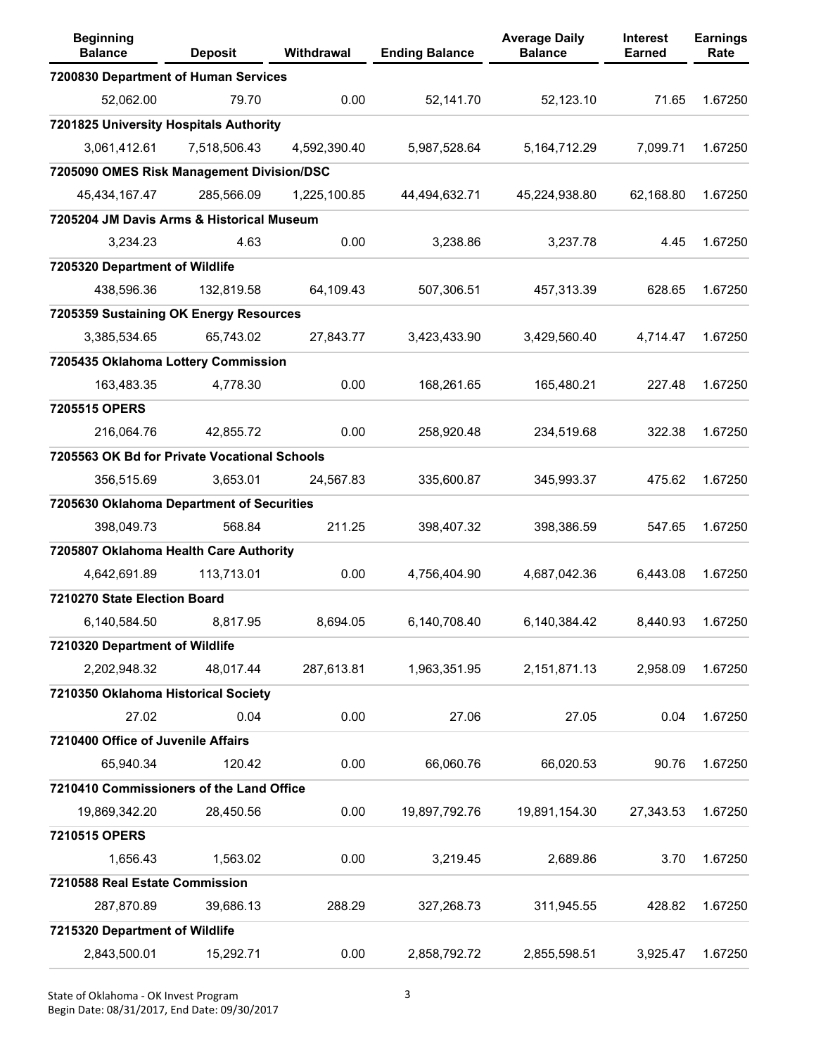| Beginning Balance | Deposit | Withdrawal | Ending Balance | Average Daily Balance | Interest Earned | Earnings Rate |
|---|---|---|---|---|---|---|
| **7200830 Department of Human Services** | | | | | | |
| 52,062.00 | 79.70 | 0.00 | 52,141.70 | 52,123.10 | 71.65 | 1.67250 |
| **7201825 University Hospitals Authority** | | | | | | |
| 3,061,412.61 | 7,518,506.43 | 4,592,390.40 | 5,987,528.64 | 5,164,712.29 | 7,099.71 | 1.67250 |
| **7205090 OMES Risk Management Division/DSC** | | | | | | |
| 45,434,167.47 | 285,566.09 | 1,225,100.85 | 44,494,632.71 | 45,224,938.80 | 62,168.80 | 1.67250 |
| **7205204 JM Davis Arms & Historical Museum** | | | | | | |
| 3,234.23 | 4.63 | 0.00 | 3,238.86 | 3,237.78 | 4.45 | 1.67250 |
| **7205320 Department of Wildlife** | | | | | | |
| 438,596.36 | 132,819.58 | 64,109.43 | 507,306.51 | 457,313.39 | 628.65 | 1.67250 |
| **7205359 Sustaining OK Energy Resources** | | | | | | |
| 3,385,534.65 | 65,743.02 | 27,843.77 | 3,423,433.90 | 3,429,560.40 | 4,714.47 | 1.67250 |
| **7205435 Oklahoma Lottery Commission** | | | | | | |
| 163,483.35 | 4,778.30 | 0.00 | 168,261.65 | 165,480.21 | 227.48 | 1.67250 |
| **7205515 OPERS** | | | | | | |
| 216,064.76 | 42,855.72 | 0.00 | 258,920.48 | 234,519.68 | 322.38 | 1.67250 |
| **7205563 OK Bd for Private Vocational Schools** | | | | | | |
| 356,515.69 | 3,653.01 | 24,567.83 | 335,600.87 | 345,993.37 | 475.62 | 1.67250 |
| **7205630 Oklahoma Department of Securities** | | | | | | |
| 398,049.73 | 568.84 | 211.25 | 398,407.32 | 398,386.59 | 547.65 | 1.67250 |
| **7205807 Oklahoma Health Care Authority** | | | | | | |
| 4,642,691.89 | 113,713.01 | 0.00 | 4,756,404.90 | 4,687,042.36 | 6,443.08 | 1.67250 |
| **7210270 State Election Board** | | | | | | |
| 6,140,584.50 | 8,817.95 | 8,694.05 | 6,140,708.40 | 6,140,384.42 | 8,440.93 | 1.67250 |
| **7210320 Department of Wildlife** | | | | | | |
| 2,202,948.32 | 48,017.44 | 287,613.81 | 1,963,351.95 | 2,151,871.13 | 2,958.09 | 1.67250 |
| **7210350 Oklahoma Historical Society** | | | | | | |
| 27.02 | 0.04 | 0.00 | 27.06 | 27.05 | 0.04 | 1.67250 |
| **7210400 Office of Juvenile Affairs** | | | | | | |
| 65,940.34 | 120.42 | 0.00 | 66,060.76 | 66,020.53 | 90.76 | 1.67250 |
| **7210410 Commissioners of the Land Office** | | | | | | |
| 19,869,342.20 | 28,450.56 | 0.00 | 19,897,792.76 | 19,891,154.30 | 27,343.53 | 1.67250 |
| **7210515 OPERS** | | | | | | |
| 1,656.43 | 1,563.02 | 0.00 | 3,219.45 | 2,689.86 | 3.70 | 1.67250 |
| **7210588 Real Estate Commission** | | | | | | |
| 287,870.89 | 39,686.13 | 288.29 | 327,268.73 | 311,945.55 | 428.82 | 1.67250 |
| **7215320 Department of Wildlife** | | | | | | |
| 2,843,500.01 | 15,292.71 | 0.00 | 2,858,792.72 | 2,855,598.51 | 3,925.47 | 1.67250 |

State of Oklahoma - OK Invest Program
Begin Date: 08/31/2017, End Date: 09/30/2017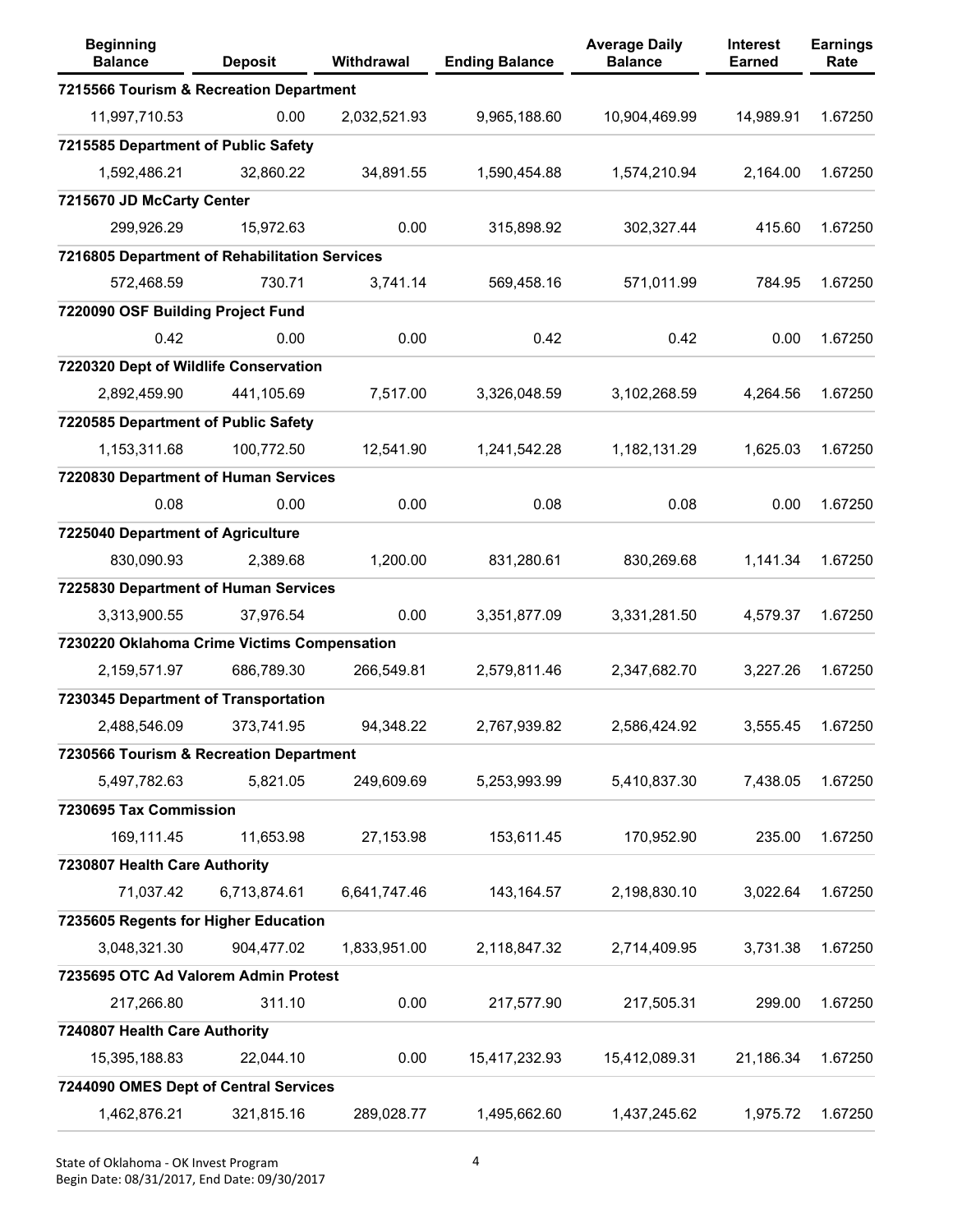| Beginning Balance | Deposit | Withdrawal | Ending Balance | Average Daily Balance | Interest Earned | Earnings Rate |
|---|---|---|---|---|---|---|
| **7215566 Tourism & Recreation Department** | | | | | | |
| 11,997,710.53 | 0.00 | 2,032,521.93 | 9,965,188.60 | 10,904,469.99 | 14,989.91 | 1.67250 |
| **7215585 Department of Public Safety** | | | | | | |
| 1,592,486.21 | 32,860.22 | 34,891.55 | 1,590,454.88 | 1,574,210.94 | 2,164.00 | 1.67250 |
| **7215670 JD McCarty Center** | | | | | | |
| 299,926.29 | 15,972.63 | 0.00 | 315,898.92 | 302,327.44 | 415.60 | 1.67250 |
| **7216805 Department of Rehabilitation Services** | | | | | | |
| 572,468.59 | 730.71 | 3,741.14 | 569,458.16 | 571,011.99 | 784.95 | 1.67250 |
| **7220090 OSF Building Project Fund** | | | | | | |
| 0.42 | 0.00 | 0.00 | 0.42 | 0.42 | 0.00 | 1.67250 |
| **7220320 Dept of Wildlife Conservation** | | | | | | |
| 2,892,459.90 | 441,105.69 | 7,517.00 | 3,326,048.59 | 3,102,268.59 | 4,264.56 | 1.67250 |
| **7220585 Department of Public Safety** | | | | | | |
| 1,153,311.68 | 100,772.50 | 12,541.90 | 1,241,542.28 | 1,182,131.29 | 1,625.03 | 1.67250 |
| **7220830 Department of Human Services** | | | | | | |
| 0.08 | 0.00 | 0.00 | 0.08 | 0.08 | 0.00 | 1.67250 |
| **7225040 Department of Agriculture** | | | | | | |
| 830,090.93 | 2,389.68 | 1,200.00 | 831,280.61 | 830,269.68 | 1,141.34 | 1.67250 |
| **7225830 Department of Human Services** | | | | | | |
| 3,313,900.55 | 37,976.54 | 0.00 | 3,351,877.09 | 3,331,281.50 | 4,579.37 | 1.67250 |
| **7230220 Oklahoma Crime Victims Compensation** | | | | | | |
| 2,159,571.97 | 686,789.30 | 266,549.81 | 2,579,811.46 | 2,347,682.70 | 3,227.26 | 1.67250 |
| **7230345 Department of Transportation** | | | | | | |
| 2,488,546.09 | 373,741.95 | 94,348.22 | 2,767,939.82 | 2,586,424.92 | 3,555.45 | 1.67250 |
| **7230566 Tourism & Recreation Department** | | | | | | |
| 5,497,782.63 | 5,821.05 | 249,609.69 | 5,253,993.99 | 5,410,837.30 | 7,438.05 | 1.67250 |
| **7230695 Tax Commission** | | | | | | |
| 169,111.45 | 11,653.98 | 27,153.98 | 153,611.45 | 170,952.90 | 235.00 | 1.67250 |
| **7230807 Health Care Authority** | | | | | | |
| 71,037.42 | 6,713,874.61 | 6,641,747.46 | 143,164.57 | 2,198,830.10 | 3,022.64 | 1.67250 |
| **7235605 Regents for Higher Education** | | | | | | |
| 3,048,321.30 | 904,477.02 | 1,833,951.00 | 2,118,847.32 | 2,714,409.95 | 3,731.38 | 1.67250 |
| **7235695 OTC Ad Valorem Admin Protest** | | | | | | |
| 217,266.80 | 311.10 | 0.00 | 217,577.90 | 217,505.31 | 299.00 | 1.67250 |
| **7240807 Health Care Authority** | | | | | | |
| 15,395,188.83 | 22,044.10 | 0.00 | 15,417,232.93 | 15,412,089.31 | 21,186.34 | 1.67250 |
| **7244090 OMES Dept of Central Services** | | | | | | |
| 1,462,876.21 | 321,815.16 | 289,028.77 | 1,495,662.60 | 1,437,245.62 | 1,975.72 | 1.67250 |

State of Oklahoma - OK Invest Program
Begin Date: 08/31/2017, End Date: 09/30/2017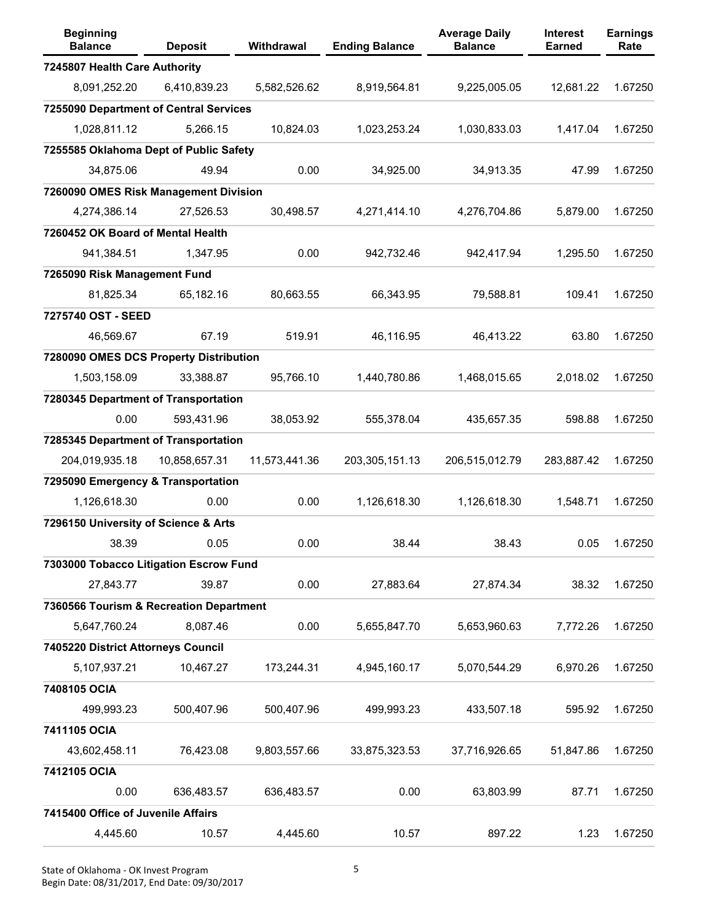| Beginning Balance | Deposit | Withdrawal | Ending Balance | Average Daily Balance | Interest Earned | Earnings Rate |
|---|---|---|---|---|---|---|
| **7245807 Health Care Authority** | | | | | | |
| 8,091,252.20 | 6,410,839.23 | 5,582,526.62 | 8,919,564.81 | 9,225,005.05 | 12,681.22 | 1.67250 |
| **7255090 Department of Central Services** | | | | | | |
| 1,028,811.12 | 5,266.15 | 10,824.03 | 1,023,253.24 | 1,030,833.03 | 1,417.04 | 1.67250 |
| **7255585 Oklahoma Dept of Public Safety** | | | | | | |
| 34,875.06 | 49.94 | 0.00 | 34,925.00 | 34,913.35 | 47.99 | 1.67250 |
| **7260090 OMES Risk Management Division** | | | | | | |
| 4,274,386.14 | 27,526.53 | 30,498.57 | 4,271,414.10 | 4,276,704.86 | 5,879.00 | 1.67250 |
| **7260452 OK Board of Mental Health** | | | | | | |
| 941,384.51 | 1,347.95 | 0.00 | 942,732.46 | 942,417.94 | 1,295.50 | 1.67250 |
| **7265090 Risk Management Fund** | | | | | | |
| 81,825.34 | 65,182.16 | 80,663.55 | 66,343.95 | 79,588.81 | 109.41 | 1.67250 |
| **7275740 OST - SEED** | | | | | | |
| 46,569.67 | 67.19 | 519.91 | 46,116.95 | 46,413.22 | 63.80 | 1.67250 |
| **7280090 OMES DCS Property Distribution** | | | | | | |
| 1,503,158.09 | 33,388.87 | 95,766.10 | 1,440,780.86 | 1,468,015.65 | 2,018.02 | 1.67250 |
| **7280345 Department of Transportation** | | | | | | |
| 0.00 | 593,431.96 | 38,053.92 | 555,378.04 | 435,657.35 | 598.88 | 1.67250 |
| **7285345 Department of Transportation** | | | | | | |
| 204,019,935.18 | 10,858,657.31 | 11,573,441.36 | 203,305,151.13 | 206,515,012.79 | 283,887.42 | 1.67250 |
| **7295090 Emergency & Transportation** | | | | | | |
| 1,126,618.30 | 0.00 | 0.00 | 1,126,618.30 | 1,126,618.30 | 1,548.71 | 1.67250 |
| **7296150 University of Science & Arts** | | | | | | |
| 38.39 | 0.05 | 0.00 | 38.44 | 38.43 | 0.05 | 1.67250 |
| **7303000 Tobacco Litigation Escrow Fund** | | | | | | |
| 27,843.77 | 39.87 | 0.00 | 27,883.64 | 27,874.34 | 38.32 | 1.67250 |
| **7360566 Tourism & Recreation Department** | | | | | | |
| 5,647,760.24 | 8,087.46 | 0.00 | 5,655,847.70 | 5,653,960.63 | 7,772.26 | 1.67250 |
| **7405220 District Attorneys Council** | | | | | | |
| 5,107,937.21 | 10,467.27 | 173,244.31 | 4,945,160.17 | 5,070,544.29 | 6,970.26 | 1.67250 |
| **7408105 OCIA** | | | | | | |
| 499,993.23 | 500,407.96 | 500,407.96 | 499,993.23 | 433,507.18 | 595.92 | 1.67250 |
| **7411105 OCIA** | | | | | | |
| 43,602,458.11 | 76,423.08 | 9,803,557.66 | 33,875,323.53 | 37,716,926.65 | 51,847.86 | 1.67250 |
| **7412105 OCIA** | | | | | | |
| 0.00 | 636,483.57 | 636,483.57 | 0.00 | 63,803.99 | 87.71 | 1.67250 |
| **7415400 Office of Juvenile Affairs** | | | | | | |
| 4,445.60 | 10.57 | 4,445.60 | 10.57 | 897.22 | 1.23 | 1.67250 |

State of Oklahoma - OK Invest Program
Begin Date: 08/31/2017, End Date: 09/30/2017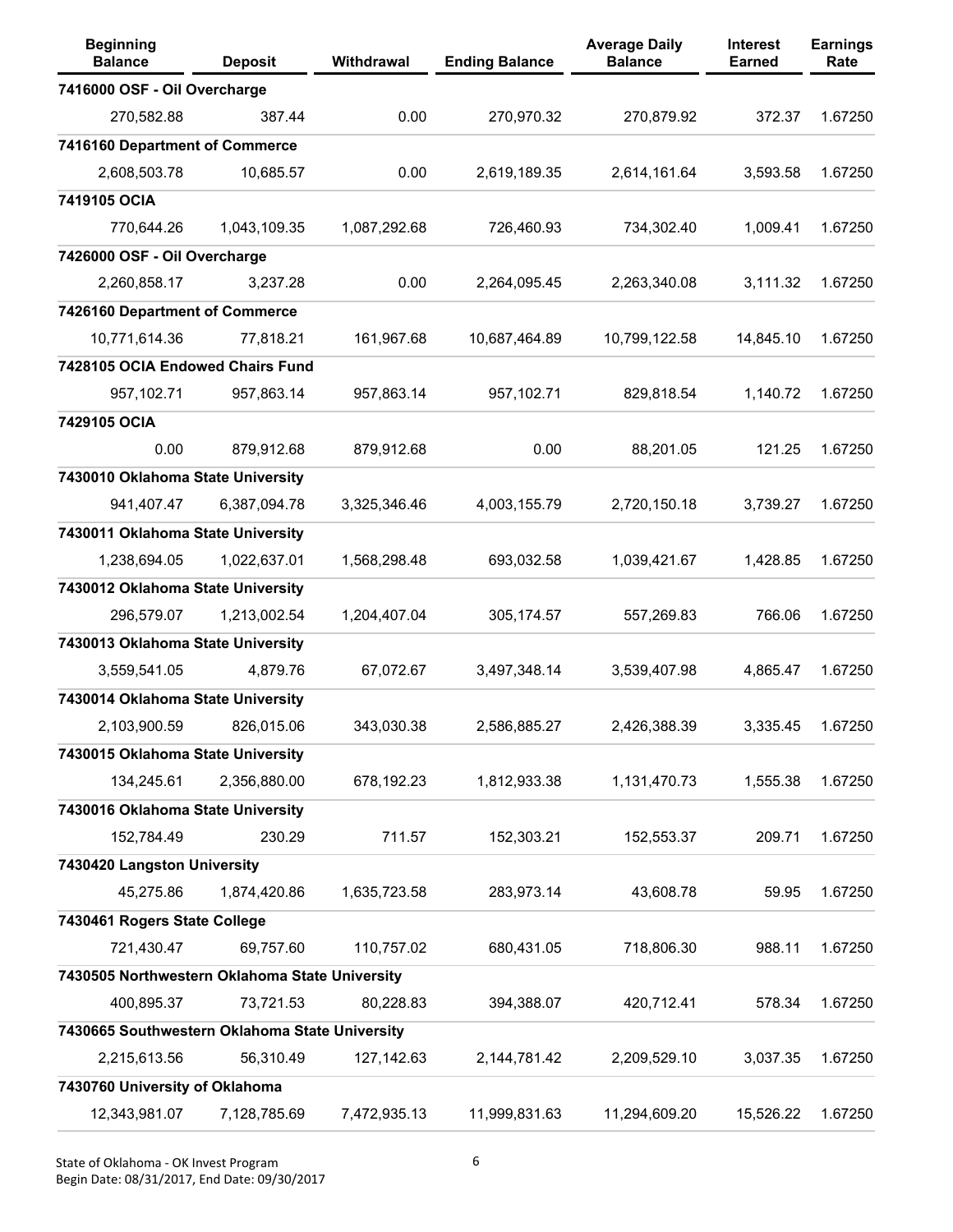| Beginning Balance | Deposit | Withdrawal | Ending Balance | Average Daily Balance | Interest Earned | Earnings Rate |
|---|---|---|---|---|---|---|
| **7416000 OSF - Oil Overcharge** | | | | | | |
| 270,582.88 | 387.44 | 0.00 | 270,970.32 | 270,879.92 | 372.37 | 1.67250 |
| **7416160 Department of Commerce** | | | | | | |
| 2,608,503.78 | 10,685.57 | 0.00 | 2,619,189.35 | 2,614,161.64 | 3,593.58 | 1.67250 |
| **7419105 OCIA** | | | | | | |
| 770,644.26 | 1,043,109.35 | 1,087,292.68 | 726,460.93 | 734,302.40 | 1,009.41 | 1.67250 |
| **7426000 OSF - Oil Overcharge** | | | | | | |
| 2,260,858.17 | 3,237.28 | 0.00 | 2,264,095.45 | 2,263,340.08 | 3,111.32 | 1.67250 |
| **7426160 Department of Commerce** | | | | | | |
| 10,771,614.36 | 77,818.21 | 161,967.68 | 10,687,464.89 | 10,799,122.58 | 14,845.10 | 1.67250 |
| **7428105 OCIA Endowed Chairs Fund** | | | | | | |
| 957,102.71 | 957,863.14 | 957,863.14 | 957,102.71 | 829,818.54 | 1,140.72 | 1.67250 |
| **7429105 OCIA** | | | | | | |
| 0.00 | 879,912.68 | 879,912.68 | 0.00 | 88,201.05 | 121.25 | 1.67250 |
| **7430010 Oklahoma State University** | | | | | | |
| 941,407.47 | 6,387,094.78 | 3,325,346.46 | 4,003,155.79 | 2,720,150.18 | 3,739.27 | 1.67250 |
| **7430011 Oklahoma State University** | | | | | | |
| 1,238,694.05 | 1,022,637.01 | 1,568,298.48 | 693,032.58 | 1,039,421.67 | 1,428.85 | 1.67250 |
| **7430012 Oklahoma State University** | | | | | | |
| 296,579.07 | 1,213,002.54 | 1,204,407.04 | 305,174.57 | 557,269.83 | 766.06 | 1.67250 |
| **7430013 Oklahoma State University** | | | | | | |
| 3,559,541.05 | 4,879.76 | 67,072.67 | 3,497,348.14 | 3,539,407.98 | 4,865.47 | 1.67250 |
| **7430014 Oklahoma State University** | | | | | | |
| 2,103,900.59 | 826,015.06 | 343,030.38 | 2,586,885.27 | 2,426,388.39 | 3,335.45 | 1.67250 |
| **7430015 Oklahoma State University** | | | | | | |
| 134,245.61 | 2,356,880.00 | 678,192.23 | 1,812,933.38 | 1,131,470.73 | 1,555.38 | 1.67250 |
| **7430016 Oklahoma State University** | | | | | | |
| 152,784.49 | 230.29 | 711.57 | 152,303.21 | 152,553.37 | 209.71 | 1.67250 |
| **7430420 Langston University** | | | | | | |
| 45,275.86 | 1,874,420.86 | 1,635,723.58 | 283,973.14 | 43,608.78 | 59.95 | 1.67250 |
| **7430461 Rogers State College** | | | | | | |
| 721,430.47 | 69,757.60 | 110,757.02 | 680,431.05 | 718,806.30 | 988.11 | 1.67250 |
| **7430505 Northwestern Oklahoma State University** | | | | | | |
| 400,895.37 | 73,721.53 | 80,228.83 | 394,388.07 | 420,712.41 | 578.34 | 1.67250 |
| **7430665 Southwestern Oklahoma State University** | | | | | | |
| 2,215,613.56 | 56,310.49 | 127,142.63 | 2,144,781.42 | 2,209,529.10 | 3,037.35 | 1.67250 |
| **7430760 University of Oklahoma** | | | | | | |
| 12,343,981.07 | 7,128,785.69 | 7,472,935.13 | 11,999,831.63 | 11,294,609.20 | 15,526.22 | 1.67250 |

State of Oklahoma - OK Invest Program
Begin Date: 08/31/2017, End Date: 09/30/2017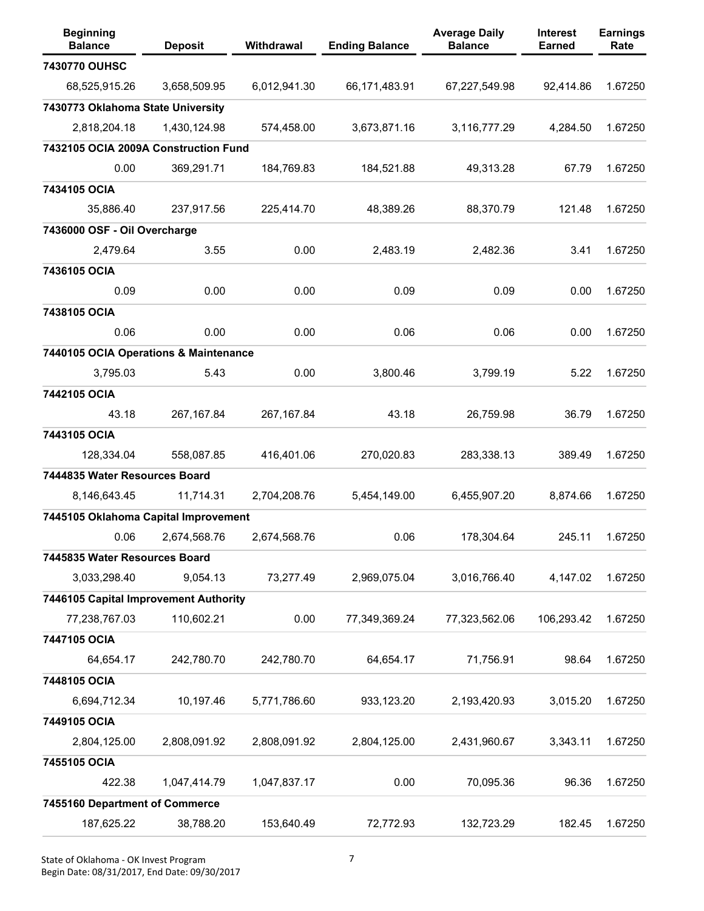| Beginning Balance | Deposit | Withdrawal | Ending Balance | Average Daily Balance | Interest Earned | Earnings Rate |
|---|---|---|---|---|---|---|
| **7430770 OUHSC** | | | | | | |
| 68,525,915.26 | 3,658,509.95 | 6,012,941.30 | 66,171,483.91 | 67,227,549.98 | 92,414.86 | 1.67250 |
| **7430773 Oklahoma State University** | | | | | | |
| 2,818,204.18 | 1,430,124.98 | 574,458.00 | 3,673,871.16 | 3,116,777.29 | 4,284.50 | 1.67250 |
| **7432105 OCIA 2009A Construction Fund** | | | | | | |
| 0.00 | 369,291.71 | 184,769.83 | 184,521.88 | 49,313.28 | 67.79 | 1.67250 |
| **7434105 OCIA** | | | | | | |
| 35,886.40 | 237,917.56 | 225,414.70 | 48,389.26 | 88,370.79 | 121.48 | 1.67250 |
| **7436000 OSF - Oil Overcharge** | | | | | | |
| 2,479.64 | 3.55 | 0.00 | 2,483.19 | 2,482.36 | 3.41 | 1.67250 |
| **7436105 OCIA** | | | | | | |
| 0.09 | 0.00 | 0.00 | 0.09 | 0.09 | 0.00 | 1.67250 |
| **7438105 OCIA** | | | | | | |
| 0.06 | 0.00 | 0.00 | 0.06 | 0.06 | 0.00 | 1.67250 |
| **7440105 OCIA Operations & Maintenance** | | | | | | |
| 3,795.03 | 5.43 | 0.00 | 3,800.46 | 3,799.19 | 5.22 | 1.67250 |
| **7442105 OCIA** | | | | | | |
| 43.18 | 267,167.84 | 267,167.84 | 43.18 | 26,759.98 | 36.79 | 1.67250 |
| **7443105 OCIA** | | | | | | |
| 128,334.04 | 558,087.85 | 416,401.06 | 270,020.83 | 283,338.13 | 389.49 | 1.67250 |
| **7444835 Water Resources Board** | | | | | | |
| 8,146,643.45 | 11,714.31 | 2,704,208.76 | 5,454,149.00 | 6,455,907.20 | 8,874.66 | 1.67250 |
| **7445105 Oklahoma Capital Improvement** | | | | | | |
| 0.06 | 2,674,568.76 | 2,674,568.76 | 0.06 | 178,304.64 | 245.11 | 1.67250 |
| **7445835 Water Resources Board** | | | | | | |
| 3,033,298.40 | 9,054.13 | 73,277.49 | 2,969,075.04 | 3,016,766.40 | 4,147.02 | 1.67250 |
| **7446105 Capital Improvement Authority** | | | | | | |
| 77,238,767.03 | 110,602.21 | 0.00 | 77,349,369.24 | 77,323,562.06 | 106,293.42 | 1.67250 |
| **7447105 OCIA** | | | | | | |
| 64,654.17 | 242,780.70 | 242,780.70 | 64,654.17 | 71,756.91 | 98.64 | 1.67250 |
| **7448105 OCIA** | | | | | | |
| 6,694,712.34 | 10,197.46 | 5,771,786.60 | 933,123.20 | 2,193,420.93 | 3,015.20 | 1.67250 |
| **7449105 OCIA** | | | | | | |
| 2,804,125.00 | 2,808,091.92 | 2,808,091.92 | 2,804,125.00 | 2,431,960.67 | 3,343.11 | 1.67250 |
| **7455105 OCIA** | | | | | | |
| 422.38 | 1,047,414.79 | 1,047,837.17 | 0.00 | 70,095.36 | 96.36 | 1.67250 |
| **7455160 Department of Commerce** | | | | | | |
| 187,625.22 | 38,788.20 | 153,640.49 | 72,772.93 | 132,723.29 | 182.45 | 1.67250 |

State of Oklahoma - OK Invest Program
Begin Date: 08/31/2017, End Date: 09/30/2017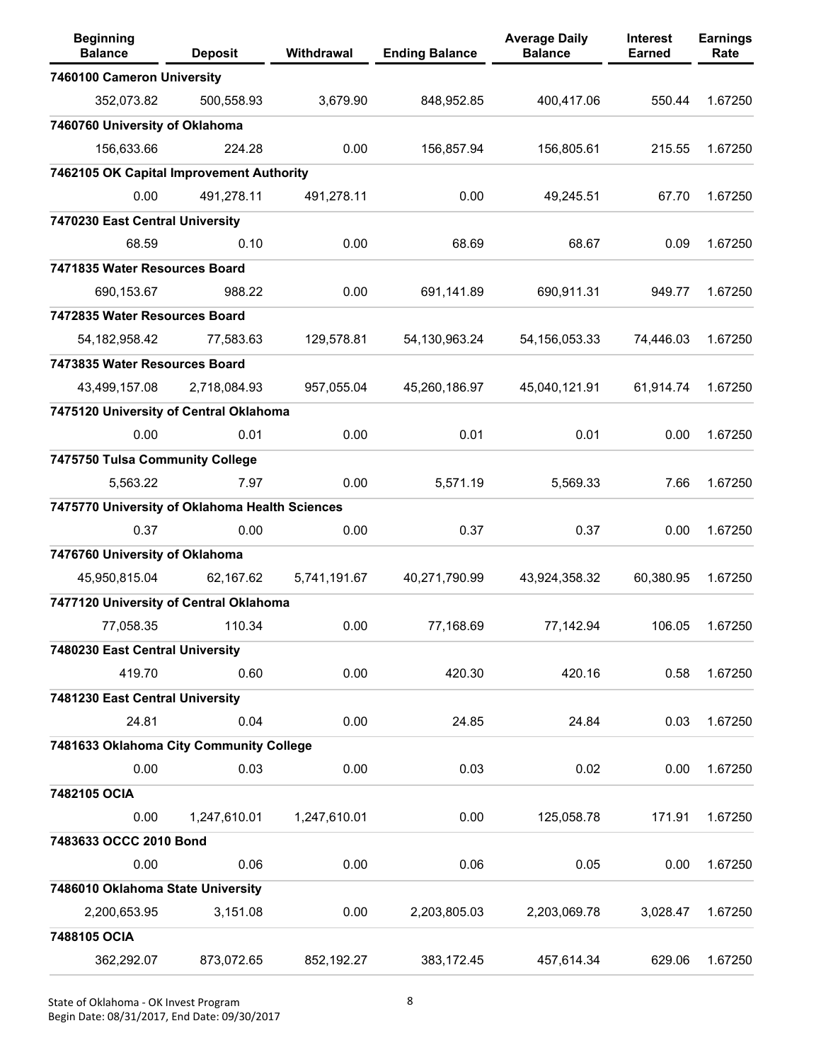| Beginning Balance | Deposit | Withdrawal | Ending Balance | Average Daily Balance | Interest Earned | Earnings Rate |
|---|---|---|---|---|---|---|
| **7460100 Cameron University** | | | | | | |
| 352,073.82 | 500,558.93 | 3,679.90 | 848,952.85 | 400,417.06 | 550.44 | 1.67250 |
| **7460760 University of Oklahoma** | | | | | | |
| 156,633.66 | 224.28 | 0.00 | 156,857.94 | 156,805.61 | 215.55 | 1.67250 |
| **7462105 OK Capital Improvement Authority** | | | | | | |
| 0.00 | 491,278.11 | 491,278.11 | 0.00 | 49,245.51 | 67.70 | 1.67250 |
| **7470230 East Central University** | | | | | | |
| 68.59 | 0.10 | 0.00 | 68.69 | 68.67 | 0.09 | 1.67250 |
| **7471835 Water Resources Board** | | | | | | |
| 690,153.67 | 988.22 | 0.00 | 691,141.89 | 690,911.31 | 949.77 | 1.67250 |
| **7472835 Water Resources Board** | | | | | | |
| 54,182,958.42 | 77,583.63 | 129,578.81 | 54,130,963.24 | 54,156,053.33 | 74,446.03 | 1.67250 |
| **7473835 Water Resources Board** | | | | | | |
| 43,499,157.08 | 2,718,084.93 | 957,055.04 | 45,260,186.97 | 45,040,121.91 | 61,914.74 | 1.67250 |
| **7475120 University of Central Oklahoma** | | | | | | |
| 0.00 | 0.01 | 0.00 | 0.01 | 0.01 | 0.00 | 1.67250 |
| **7475750 Tulsa Community College** | | | | | | |
| 5,563.22 | 7.97 | 0.00 | 5,571.19 | 5,569.33 | 7.66 | 1.67250 |
| **7475770 University of Oklahoma Health Sciences** | | | | | | |
| 0.37 | 0.00 | 0.00 | 0.37 | 0.37 | 0.00 | 1.67250 |
| **7476760 University of Oklahoma** | | | | | | |
| 45,950,815.04 | 62,167.62 | 5,741,191.67 | 40,271,790.99 | 43,924,358.32 | 60,380.95 | 1.67250 |
| **7477120 University of Central Oklahoma** | | | | | | |
| 77,058.35 | 110.34 | 0.00 | 77,168.69 | 77,142.94 | 106.05 | 1.67250 |
| **7480230 East Central University** | | | | | | |
| 419.70 | 0.60 | 0.00 | 420.30 | 420.16 | 0.58 | 1.67250 |
| **7481230 East Central University** | | | | | | |
| 24.81 | 0.04 | 0.00 | 24.85 | 24.84 | 0.03 | 1.67250 |
| **7481633 Oklahoma City Community College** | | | | | | |
| 0.00 | 0.03 | 0.00 | 0.03 | 0.02 | 0.00 | 1.67250 |
| **7482105 OCIA** | | | | | | |
| 0.00 | 1,247,610.01 | 1,247,610.01 | 0.00 | 125,058.78 | 171.91 | 1.67250 |
| **7483633 OCCC 2010 Bond** | | | | | | |
| 0.00 | 0.06 | 0.00 | 0.06 | 0.05 | 0.00 | 1.67250 |
| **7486010 Oklahoma State University** | | | | | | |
| 2,200,653.95 | 3,151.08 | 0.00 | 2,203,805.03 | 2,203,069.78 | 3,028.47 | 1.67250 |
| **7488105 OCIA** | | | | | | |
| 362,292.07 | 873,072.65 | 852,192.27 | 383,172.45 | 457,614.34 | 629.06 | 1.67250 |

State of Oklahoma - OK Invest Program
Begin Date: 08/31/2017, End Date: 09/30/2017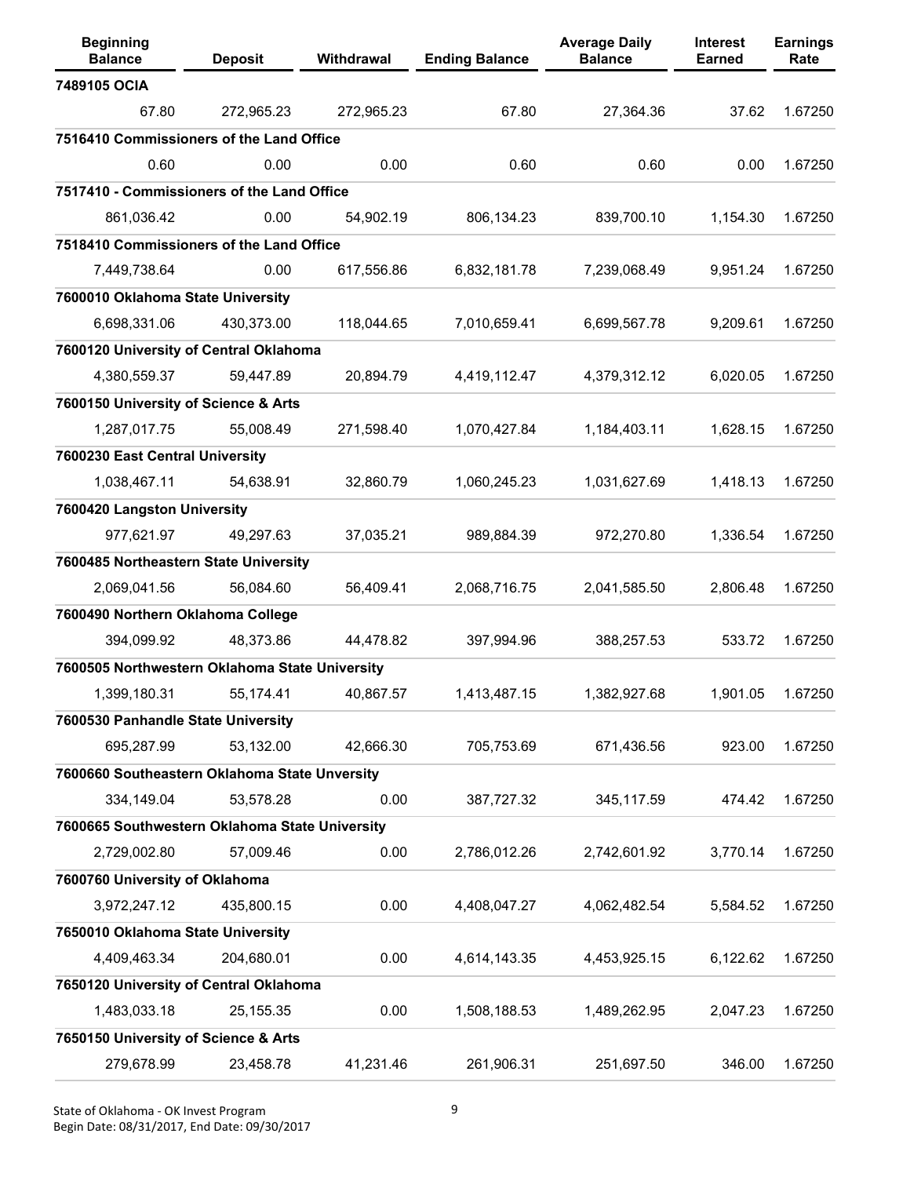| Beginning Balance | Deposit | Withdrawal | Ending Balance | Average Daily Balance | Interest Earned | Earnings Rate |
|---|---|---|---|---|---|---|
| **7489105 OCIA** | | | | | | |
| 67.80 | 272,965.23 | 272,965.23 | 67.80 | 27,364.36 | 37.62 | 1.67250 |
| **7516410 Commissioners of the Land Office** | | | | | | |
| 0.60 | 0.00 | 0.00 | 0.60 | 0.60 | 0.00 | 1.67250 |
| **7517410 - Commissioners of the Land Office** | | | | | | |
| 861,036.42 | 0.00 | 54,902.19 | 806,134.23 | 839,700.10 | 1,154.30 | 1.67250 |
| **7518410 Commissioners of the Land Office** | | | | | | |
| 7,449,738.64 | 0.00 | 617,556.86 | 6,832,181.78 | 7,239,068.49 | 9,951.24 | 1.67250 |
| **7600010 Oklahoma State University** | | | | | | |
| 6,698,331.06 | 430,373.00 | 118,044.65 | 7,010,659.41 | 6,699,567.78 | 9,209.61 | 1.67250 |
| **7600120 University of Central Oklahoma** | | | | | | |
| 4,380,559.37 | 59,447.89 | 20,894.79 | 4,419,112.47 | 4,379,312.12 | 6,020.05 | 1.67250 |
| **7600150 University of Science & Arts** | | | | | | |
| 1,287,017.75 | 55,008.49 | 271,598.40 | 1,070,427.84 | 1,184,403.11 | 1,628.15 | 1.67250 |
| **7600230 East Central University** | | | | | | |
| 1,038,467.11 | 54,638.91 | 32,860.79 | 1,060,245.23 | 1,031,627.69 | 1,418.13 | 1.67250 |
| **7600420 Langston University** | | | | | | |
| 977,621.97 | 49,297.63 | 37,035.21 | 989,884.39 | 972,270.80 | 1,336.54 | 1.67250 |
| **7600485 Northeastern State University** | | | | | | |
| 2,069,041.56 | 56,084.60 | 56,409.41 | 2,068,716.75 | 2,041,585.50 | 2,806.48 | 1.67250 |
| **7600490 Northern Oklahoma College** | | | | | | |
| 394,099.92 | 48,373.86 | 44,478.82 | 397,994.96 | 388,257.53 | 533.72 | 1.67250 |
| **7600505 Northwestern Oklahoma State University** | | | | | | |
| 1,399,180.31 | 55,174.41 | 40,867.57 | 1,413,487.15 | 1,382,927.68 | 1,901.05 | 1.67250 |
| **7600530 Panhandle State University** | | | | | | |
| 695,287.99 | 53,132.00 | 42,666.30 | 705,753.69 | 671,436.56 | 923.00 | 1.67250 |
| **7600660 Southeastern Oklahoma State Unversity** | | | | | | |
| 334,149.04 | 53,578.28 | 0.00 | 387,727.32 | 345,117.59 | 474.42 | 1.67250 |
| **7600665 Southwestern Oklahoma State University** | | | | | | |
| 2,729,002.80 | 57,009.46 | 0.00 | 2,786,012.26 | 2,742,601.92 | 3,770.14 | 1.67250 |
| **7600760 University of Oklahoma** | | | | | | |
| 3,972,247.12 | 435,800.15 | 0.00 | 4,408,047.27 | 4,062,482.54 | 5,584.52 | 1.67250 |
| **7650010 Oklahoma State University** | | | | | | |
| 4,409,463.34 | 204,680.01 | 0.00 | 4,614,143.35 | 4,453,925.15 | 6,122.62 | 1.67250 |
| **7650120 University of Central Oklahoma** | | | | | | |
| 1,483,033.18 | 25,155.35 | 0.00 | 1,508,188.53 | 1,489,262.95 | 2,047.23 | 1.67250 |
| **7650150 University of Science & Arts** | | | | | | |
| 279,678.99 | 23,458.78 | 41,231.46 | 261,906.31 | 251,697.50 | 346.00 | 1.67250 |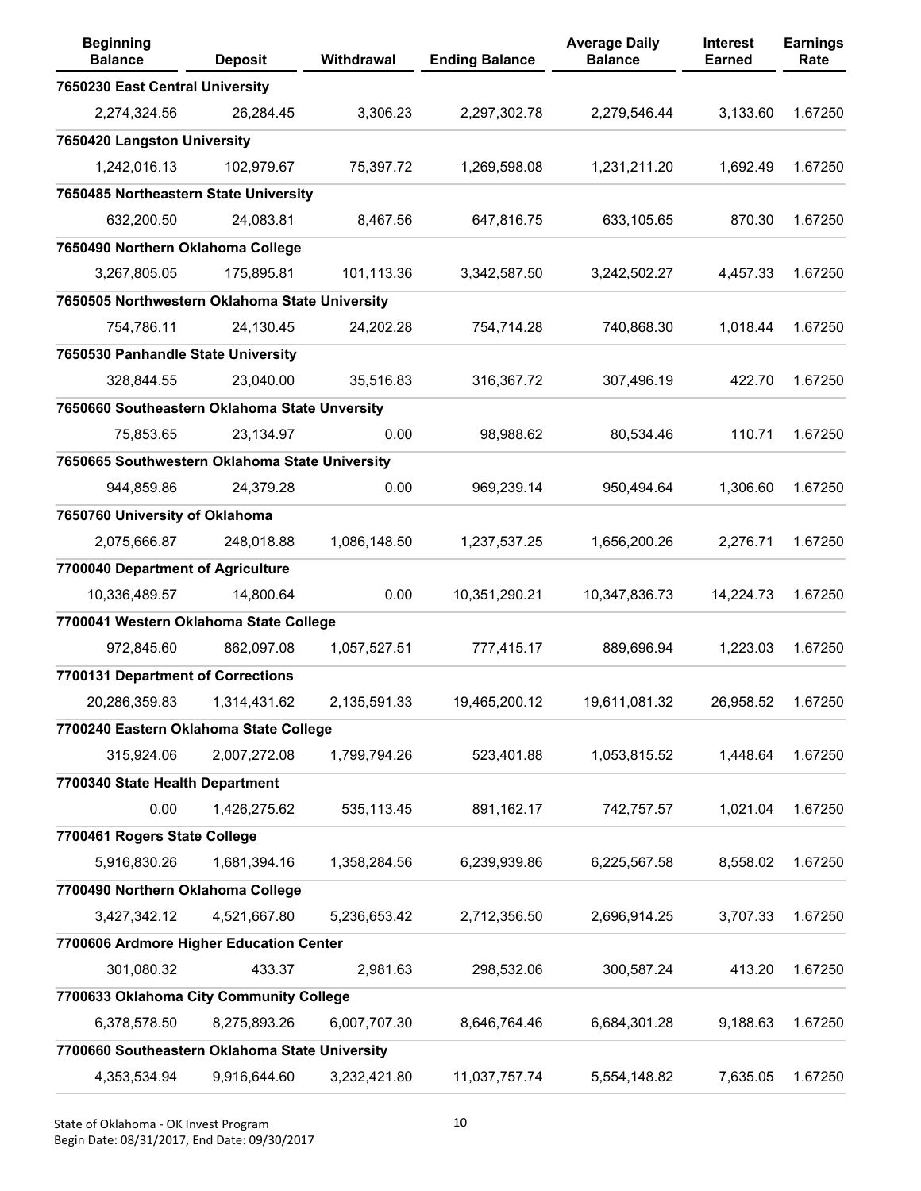| Beginning Balance | Deposit | Withdrawal | Ending Balance | Average Daily Balance | Interest Earned | Earnings Rate |
|---|---|---|---|---|---|---|
| **7650230 East Central University** | | | | | | |
| 2,274,324.56 | 26,284.45 | 3,306.23 | 2,297,302.78 | 2,279,546.44 | 3,133.60 | 1.67250 |
| **7650420 Langston University** | | | | | | |
| 1,242,016.13 | 102,979.67 | 75,397.72 | 1,269,598.08 | 1,231,211.20 | 1,692.49 | 1.67250 |
| **7650485 Northeastern State University** | | | | | | |
| 632,200.50 | 24,083.81 | 8,467.56 | 647,816.75 | 633,105.65 | 870.30 | 1.67250 |
| **7650490 Northern Oklahoma College** | | | | | | |
| 3,267,805.05 | 175,895.81 | 101,113.36 | 3,342,587.50 | 3,242,502.27 | 4,457.33 | 1.67250 |
| **7650505 Northwestern Oklahoma State University** | | | | | | |
| 754,786.11 | 24,130.45 | 24,202.28 | 754,714.28 | 740,868.30 | 1,018.44 | 1.67250 |
| **7650530 Panhandle State University** | | | | | | |
| 328,844.55 | 23,040.00 | 35,516.83 | 316,367.72 | 307,496.19 | 422.70 | 1.67250 |
| **7650660 Southeastern Oklahoma State Unversity** | | | | | | |
| 75,853.65 | 23,134.97 | 0.00 | 98,988.62 | 80,534.46 | 110.71 | 1.67250 |
| **7650665 Southwestern Oklahoma State University** | | | | | | |
| 944,859.86 | 24,379.28 | 0.00 | 969,239.14 | 950,494.64 | 1,306.60 | 1.67250 |
| **7650760 University of Oklahoma** | | | | | | |
| 2,075,666.87 | 248,018.88 | 1,086,148.50 | 1,237,537.25 | 1,656,200.26 | 2,276.71 | 1.67250 |
| **7700040 Department of Agriculture** | | | | | | |
| 10,336,489.57 | 14,800.64 | 0.00 | 10,351,290.21 | 10,347,836.73 | 14,224.73 | 1.67250 |
| **7700041 Western Oklahoma State College** | | | | | | |
| 972,845.60 | 862,097.08 | 1,057,527.51 | 777,415.17 | 889,696.94 | 1,223.03 | 1.67250 |
| **7700131 Department of Corrections** | | | | | | |
| 20,286,359.83 | 1,314,431.62 | 2,135,591.33 | 19,465,200.12 | 19,611,081.32 | 26,958.52 | 1.67250 |
| **7700240 Eastern Oklahoma State College** | | | | | | |
| 315,924.06 | 2,007,272.08 | 1,799,794.26 | 523,401.88 | 1,053,815.52 | 1,448.64 | 1.67250 |
| **7700340 State Health Department** | | | | | | |
| 0.00 | 1,426,275.62 | 535,113.45 | 891,162.17 | 742,757.57 | 1,021.04 | 1.67250 |
| **7700461 Rogers State College** | | | | | | |
| 5,916,830.26 | 1,681,394.16 | 1,358,284.56 | 6,239,939.86 | 6,225,567.58 | 8,558.02 | 1.67250 |
| **7700490 Northern Oklahoma College** | | | | | | |
| 3,427,342.12 | 4,521,667.80 | 5,236,653.42 | 2,712,356.50 | 2,696,914.25 | 3,707.33 | 1.67250 |
| **7700606 Ardmore Higher Education Center** | | | | | | |
| 301,080.32 | 433.37 | 2,981.63 | 298,532.06 | 300,587.24 | 413.20 | 1.67250 |
| **7700633 Oklahoma City Community College** | | | | | | |
| 6,378,578.50 | 8,275,893.26 | 6,007,707.30 | 8,646,764.46 | 6,684,301.28 | 9,188.63 | 1.67250 |
| **7700660 Southeastern Oklahoma State University** | | | | | | |
| 4,353,534.94 | 9,916,644.60 | 3,232,421.80 | 11,037,757.74 | 5,554,148.82 | 7,635.05 | 1.67250 |

State of Oklahoma - OK Invest Program
Begin Date: 08/31/2017, End Date: 09/30/2017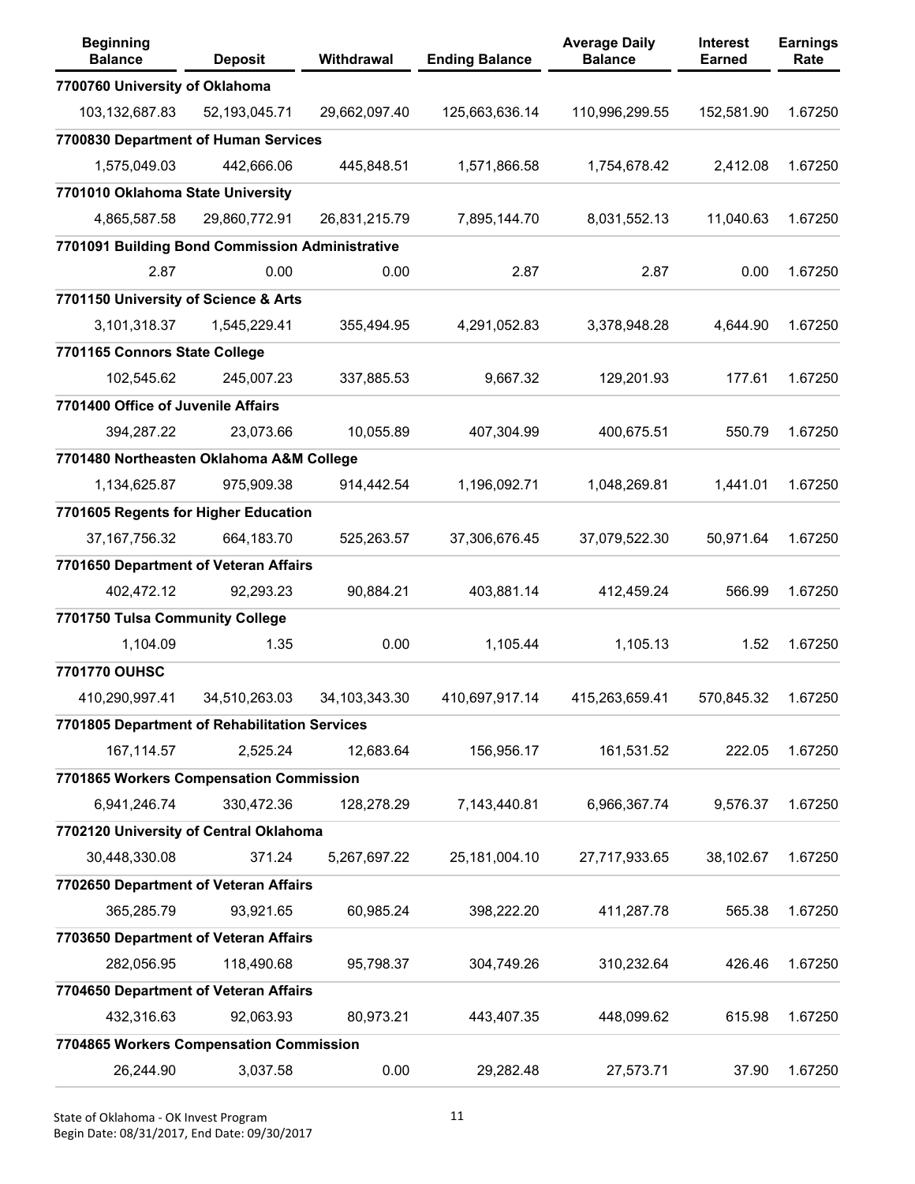| Beginning Balance | Deposit | Withdrawal | Ending Balance | Average Daily Balance | Interest Earned | Earnings Rate |
|---|---|---|---|---|---|---|
| **7700760 University of Oklahoma** | | | | | | |
| 103,132,687.83 | 52,193,045.71 | 29,662,097.40 | 125,663,636.14 | 110,996,299.55 | 152,581.90 | 1.67250 |
| **7700830 Department of Human Services** | | | | | | |
| 1,575,049.03 | 442,666.06 | 445,848.51 | 1,571,866.58 | 1,754,678.42 | 2,412.08 | 1.67250 |
| **7701010 Oklahoma State University** | | | | | | |
| 4,865,587.58 | 29,860,772.91 | 26,831,215.79 | 7,895,144.70 | 8,031,552.13 | 11,040.63 | 1.67250 |
| **7701091 Building Bond Commission Administrative** | | | | | | |
| 2.87 | 0.00 | 0.00 | 2.87 | 2.87 | 0.00 | 1.67250 |
| **7701150 University of Science & Arts** | | | | | | |
| 3,101,318.37 | 1,545,229.41 | 355,494.95 | 4,291,052.83 | 3,378,948.28 | 4,644.90 | 1.67250 |
| **7701165 Connors State College** | | | | | | |
| 102,545.62 | 245,007.23 | 337,885.53 | 9,667.32 | 129,201.93 | 177.61 | 1.67250 |
| **7701400 Office of Juvenile Affairs** | | | | | | |
| 394,287.22 | 23,073.66 | 10,055.89 | 407,304.99 | 400,675.51 | 550.79 | 1.67250 |
| **7701480 Northeasten Oklahoma A&M College** | | | | | | |
| 1,134,625.87 | 975,909.38 | 914,442.54 | 1,196,092.71 | 1,048,269.81 | 1,441.01 | 1.67250 |
| **7701605 Regents for Higher Education** | | | | | | |
| 37,167,756.32 | 664,183.70 | 525,263.57 | 37,306,676.45 | 37,079,522.30 | 50,971.64 | 1.67250 |
| **7701650 Department of Veteran Affairs** | | | | | | |
| 402,472.12 | 92,293.23 | 90,884.21 | 403,881.14 | 412,459.24 | 566.99 | 1.67250 |
| **7701750 Tulsa Community College** | | | | | | |
| 1,104.09 | 1.35 | 0.00 | 1,105.44 | 1,105.13 | 1.52 | 1.67250 |
| **7701770 OUHSC** | | | | | | |
| 410,290,997.41 | 34,510,263.03 | 34,103,343.30 | 410,697,917.14 | 415,263,659.41 | 570,845.32 | 1.67250 |
| **7701805 Department of Rehabilitation Services** | | | | | | |
| 167,114.57 | 2,525.24 | 12,683.64 | 156,956.17 | 161,531.52 | 222.05 | 1.67250 |
| **7701865 Workers Compensation Commission** | | | | | | |
| 6,941,246.74 | 330,472.36 | 128,278.29 | 7,143,440.81 | 6,966,367.74 | 9,576.37 | 1.67250 |
| **7702120 University of Central Oklahoma** | | | | | | |
| 30,448,330.08 | 371.24 | 5,267,697.22 | 25,181,004.10 | 27,717,933.65 | 38,102.67 | 1.67250 |
| **7702650 Department of Veteran Affairs** | | | | | | |
| 365,285.79 | 93,921.65 | 60,985.24 | 398,222.20 | 411,287.78 | 565.38 | 1.67250 |
| **7703650 Department of Veteran Affairs** | | | | | | |
| 282,056.95 | 118,490.68 | 95,798.37 | 304,749.26 | 310,232.64 | 426.46 | 1.67250 |
| **7704650 Department of Veteran Affairs** | | | | | | |
| 432,316.63 | 92,063.93 | 80,973.21 | 443,407.35 | 448,099.62 | 615.98 | 1.67250 |
| **7704865 Workers Compensation Commission** | | | | | | |
| 26,244.90 | 3,037.58 | 0.00 | 29,282.48 | 27,573.71 | 37.90 | 1.67250 |

State of Oklahoma - OK Invest Program
Begin Date: 08/31/2017, End Date: 09/30/2017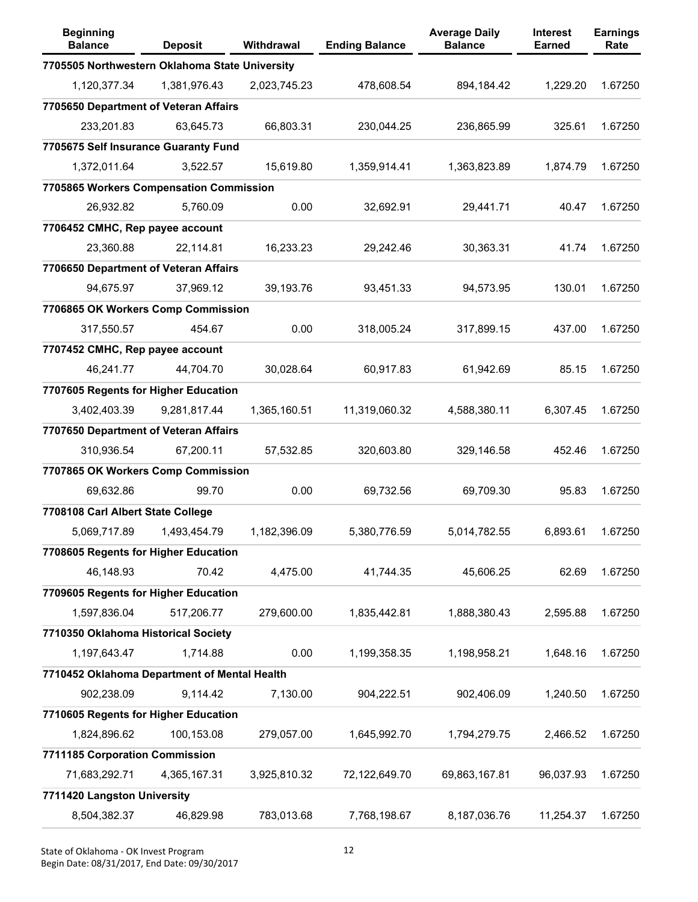| Beginning Balance | Deposit | Withdrawal | Ending Balance | Average Daily Balance | Interest Earned | Earnings Rate |
|---|---|---|---|---|---|---|
| **7705505 Northwestern Oklahoma State University** | | | | | | |
| 1,120,377.34 | 1,381,976.43 | 2,023,745.23 | 478,608.54 | 894,184.42 | 1,229.20 | 1.67250 |
| **7705650 Department of Veteran Affairs** | | | | | | |
| 233,201.83 | 63,645.73 | 66,803.31 | 230,044.25 | 236,865.99 | 325.61 | 1.67250 |
| **7705675 Self Insurance Guaranty Fund** | | | | | | |
| 1,372,011.64 | 3,522.57 | 15,619.80 | 1,359,914.41 | 1,363,823.89 | 1,874.79 | 1.67250 |
| **7705865 Workers Compensation Commission** | | | | | | |
| 26,932.82 | 5,760.09 | 0.00 | 32,692.91 | 29,441.71 | 40.47 | 1.67250 |
| **7706452 CMHC, Rep payee account** | | | | | | |
| 23,360.88 | 22,114.81 | 16,233.23 | 29,242.46 | 30,363.31 | 41.74 | 1.67250 |
| **7706650 Department of Veteran Affairs** | | | | | | |
| 94,675.97 | 37,969.12 | 39,193.76 | 93,451.33 | 94,573.95 | 130.01 | 1.67250 |
| **7706865 OK Workers Comp Commission** | | | | | | |
| 317,550.57 | 454.67 | 0.00 | 318,005.24 | 317,899.15 | 437.00 | 1.67250 |
| **7707452 CMHC, Rep payee account** | | | | | | |
| 46,241.77 | 44,704.70 | 30,028.64 | 60,917.83 | 61,942.69 | 85.15 | 1.67250 |
| **7707605 Regents for Higher Education** | | | | | | |
| 3,402,403.39 | 9,281,817.44 | 1,365,160.51 | 11,319,060.32 | 4,588,380.11 | 6,307.45 | 1.67250 |
| **7707650 Department of Veteran Affairs** | | | | | | |
| 310,936.54 | 67,200.11 | 57,532.85 | 320,603.80 | 329,146.58 | 452.46 | 1.67250 |
| **7707865 OK Workers Comp Commission** | | | | | | |
| 69,632.86 | 99.70 | 0.00 | 69,732.56 | 69,709.30 | 95.83 | 1.67250 |
| **7708108 Carl Albert State College** | | | | | | |
| 5,069,717.89 | 1,493,454.79 | 1,182,396.09 | 5,380,776.59 | 5,014,782.55 | 6,893.61 | 1.67250 |
| **7708605 Regents for Higher Education** | | | | | | |
| 46,148.93 | 70.42 | 4,475.00 | 41,744.35 | 45,606.25 | 62.69 | 1.67250 |
| **7709605 Regents for Higher Education** | | | | | | |
| 1,597,836.04 | 517,206.77 | 279,600.00 | 1,835,442.81 | 1,888,380.43 | 2,595.88 | 1.67250 |
| **7710350 Oklahoma Historical Society** | | | | | | |
| 1,197,643.47 | 1,714.88 | 0.00 | 1,199,358.35 | 1,198,958.21 | 1,648.16 | 1.67250 |
| **7710452 Oklahoma Department of Mental Health** | | | | | | |
| 902,238.09 | 9,114.42 | 7,130.00 | 904,222.51 | 902,406.09 | 1,240.50 | 1.67250 |
| **7710605 Regents for Higher Education** | | | | | | |
| 1,824,896.62 | 100,153.08 | 279,057.00 | 1,645,992.70 | 1,794,279.75 | 2,466.52 | 1.67250 |
| **7711185 Corporation Commission** | | | | | | |
| 71,683,292.71 | 4,365,167.31 | 3,925,810.32 | 72,122,649.70 | 69,863,167.81 | 96,037.93 | 1.67250 |
| **7711420 Langston University** | | | | | | |
| 8,504,382.37 | 46,829.98 | 783,013.68 | 7,768,198.67 | 8,187,036.76 | 11,254.37 | 1.67250 |

State of Oklahoma - OK Invest Program
Begin Date: 08/31/2017, End Date: 09/30/2017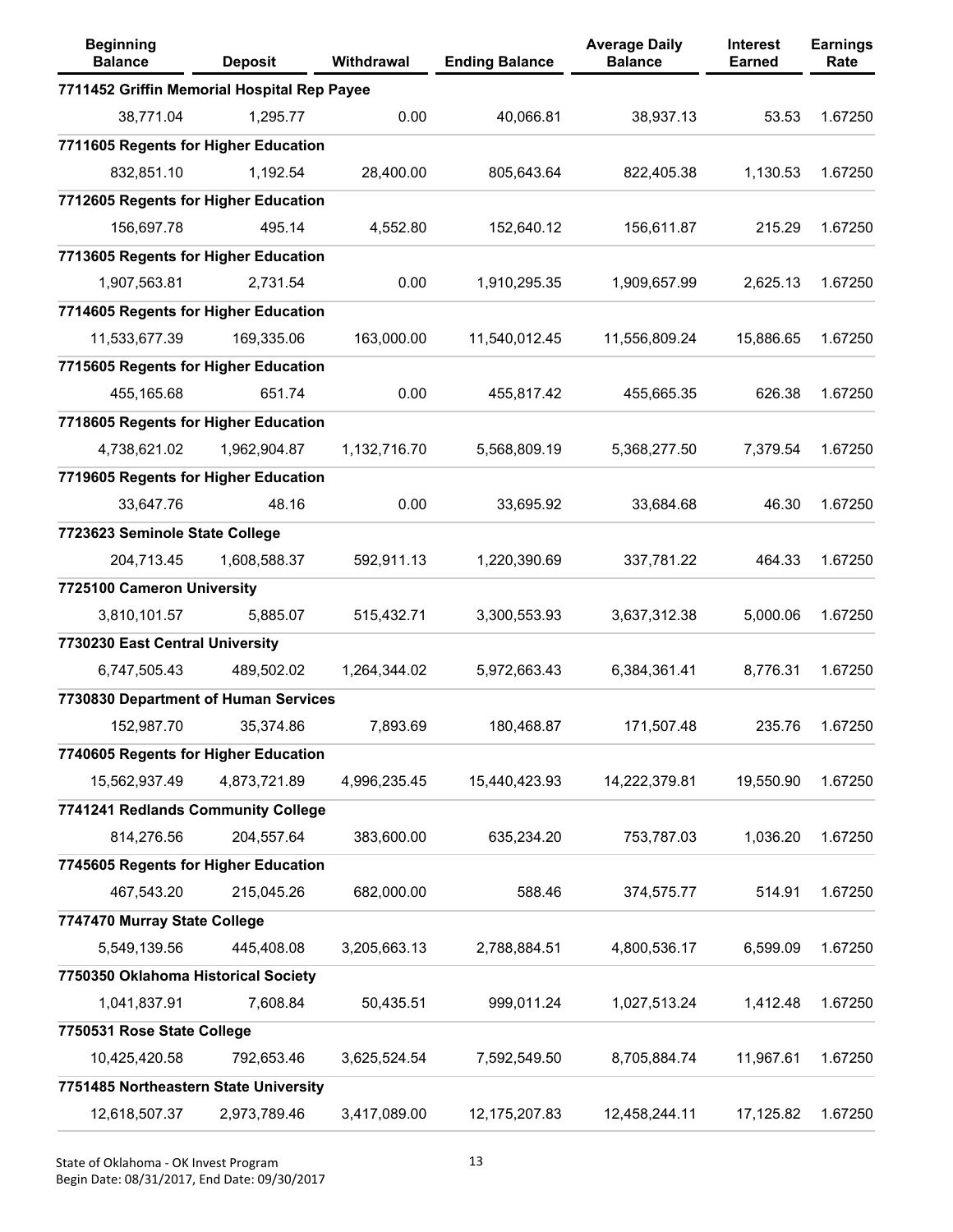| Beginning Balance | Deposit | Withdrawal | Ending Balance | Average Daily Balance | Interest Earned | Earnings Rate |
|---|---|---|---|---|---|---|
| **7711452 Griffin Memorial Hospital Rep Payee** | | | | | | |
| 38,771.04 | 1,295.77 | 0.00 | 40,066.81 | 38,937.13 | 53.53 | 1.67250 |
| **7711605 Regents for Higher Education** | | | | | | |
| 832,851.10 | 1,192.54 | 28,400.00 | 805,643.64 | 822,405.38 | 1,130.53 | 1.67250 |
| **7712605 Regents for Higher Education** | | | | | | |
| 156,697.78 | 495.14 | 4,552.80 | 152,640.12 | 156,611.87 | 215.29 | 1.67250 |
| **7713605 Regents for Higher Education** | | | | | | |
| 1,907,563.81 | 2,731.54 | 0.00 | 1,910,295.35 | 1,909,657.99 | 2,625.13 | 1.67250 |
| **7714605 Regents for Higher Education** | | | | | | |
| 11,533,677.39 | 169,335.06 | 163,000.00 | 11,540,012.45 | 11,556,809.24 | 15,886.65 | 1.67250 |
| **7715605 Regents for Higher Education** | | | | | | |
| 455,165.68 | 651.74 | 0.00 | 455,817.42 | 455,665.35 | 626.38 | 1.67250 |
| **7718605 Regents for Higher Education** | | | | | | |
| 4,738,621.02 | 1,962,904.87 | 1,132,716.70 | 5,568,809.19 | 5,368,277.50 | 7,379.54 | 1.67250 |
| **7719605 Regents for Higher Education** | | | | | | |
| 33,647.76 | 48.16 | 0.00 | 33,695.92 | 33,684.68 | 46.30 | 1.67250 |
| **7723623 Seminole State College** | | | | | | |
| 204,713.45 | 1,608,588.37 | 592,911.13 | 1,220,390.69 | 337,781.22 | 464.33 | 1.67250 |
| **7725100 Cameron University** | | | | | | |
| 3,810,101.57 | 5,885.07 | 515,432.71 | 3,300,553.93 | 3,637,312.38 | 5,000.06 | 1.67250 |
| **7730230 East Central University** | | | | | | |
| 6,747,505.43 | 489,502.02 | 1,264,344.02 | 5,972,663.43 | 6,384,361.41 | 8,776.31 | 1.67250 |
| **7730830 Department of Human Services** | | | | | | |
| 152,987.70 | 35,374.86 | 7,893.69 | 180,468.87 | 171,507.48 | 235.76 | 1.67250 |
| **7740605 Regents for Higher Education** | | | | | | |
| 15,562,937.49 | 4,873,721.89 | 4,996,235.45 | 15,440,423.93 | 14,222,379.81 | 19,550.90 | 1.67250 |
| **7741241 Redlands Community College** | | | | | | |
| 814,276.56 | 204,557.64 | 383,600.00 | 635,234.20 | 753,787.03 | 1,036.20 | 1.67250 |
| **7745605 Regents for Higher Education** | | | | | | |
| 467,543.20 | 215,045.26 | 682,000.00 | 588.46 | 374,575.77 | 514.91 | 1.67250 |
| **7747470 Murray State College** | | | | | | |
| 5,549,139.56 | 445,408.08 | 3,205,663.13 | 2,788,884.51 | 4,800,536.17 | 6,599.09 | 1.67250 |
| **7750350 Oklahoma Historical Society** | | | | | | |
| 1,041,837.91 | 7,608.84 | 50,435.51 | 999,011.24 | 1,027,513.24 | 1,412.48 | 1.67250 |
| **7750531 Rose State College** | | | | | | |
| 10,425,420.58 | 792,653.46 | 3,625,524.54 | 7,592,549.50 | 8,705,884.74 | 11,967.61 | 1.67250 |
| **7751485 Northeastern State University** | | | | | | |
| 12,618,507.37 | 2,973,789.46 | 3,417,089.00 | 12,175,207.83 | 12,458,244.11 | 17,125.82 | 1.67250 |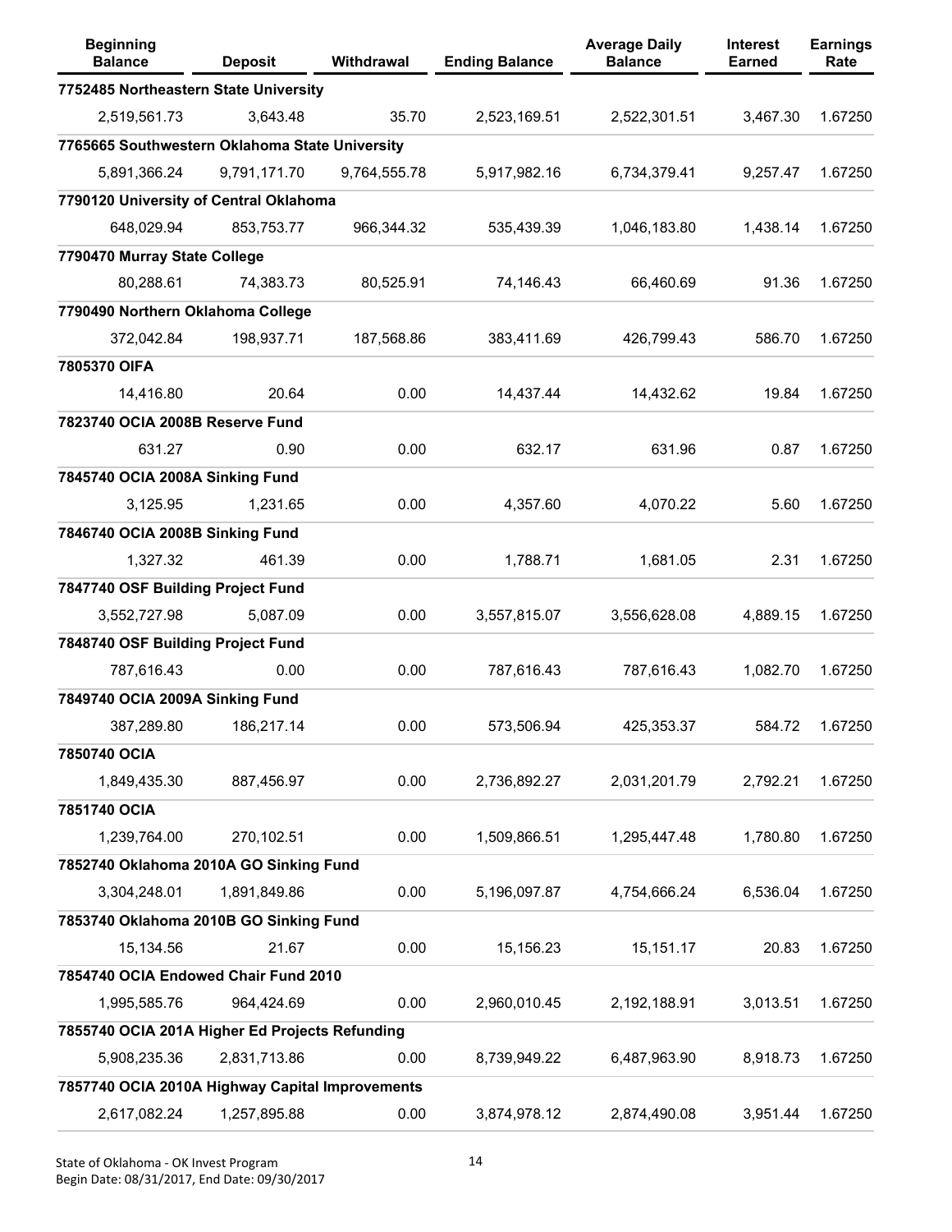| Beginning Balance | Deposit | Withdrawal | Ending Balance | Average Daily Balance | Interest Earned | Earnings Rate |
|---|---|---|---|---|---|---|
| **7752485 Northeastern State University** | | | | | | |
| 2,519,561.73 | 3,643.48 | 35.70 | 2,523,169.51 | 2,522,301.51 | 3,467.30 | 1.67250 |
| **7765665 Southwestern Oklahoma State University** | | | | | | |
| 5,891,366.24 | 9,791,171.70 | 9,764,555.78 | 5,917,982.16 | 6,734,379.41 | 9,257.47 | 1.67250 |
| **7790120 University of Central Oklahoma** | | | | | | |
| 648,029.94 | 853,753.77 | 966,344.32 | 535,439.39 | 1,046,183.80 | 1,438.14 | 1.67250 |
| **7790470 Murray State College** | | | | | | |
| 80,288.61 | 74,383.73 | 80,525.91 | 74,146.43 | 66,460.69 | 91.36 | 1.67250 |
| **7790490 Northern Oklahoma College** | | | | | | |
| 372,042.84 | 198,937.71 | 187,568.86 | 383,411.69 | 426,799.43 | 586.70 | 1.67250 |
| **7805370 OIFA** | | | | | | |
| 14,416.80 | 20.64 | 0.00 | 14,437.44 | 14,432.62 | 19.84 | 1.67250 |
| **7823740 OCIA 2008B Reserve Fund** | | | | | | |
| 631.27 | 0.90 | 0.00 | 632.17 | 631.96 | 0.87 | 1.67250 |
| **7845740 OCIA 2008A Sinking Fund** | | | | | | |
| 3,125.95 | 1,231.65 | 0.00 | 4,357.60 | 4,070.22 | 5.60 | 1.67250 |
| **7846740 OCIA 2008B Sinking Fund** | | | | | | |
| 1,327.32 | 461.39 | 0.00 | 1,788.71 | 1,681.05 | 2.31 | 1.67250 |
| **7847740 OSF Building Project Fund** | | | | | | |
| 3,552,727.98 | 5,087.09 | 0.00 | 3,557,815.07 | 3,556,628.08 | 4,889.15 | 1.67250 |
| **7848740 OSF Building Project Fund** | | | | | | |
| 787,616.43 | 0.00 | 0.00 | 787,616.43 | 787,616.43 | 1,082.70 | 1.67250 |
| **7849740 OCIA 2009A Sinking Fund** | | | | | | |
| 387,289.80 | 186,217.14 | 0.00 | 573,506.94 | 425,353.37 | 584.72 | 1.67250 |
| **7850740 OCIA** | | | | | | |
| 1,849,435.30 | 887,456.97 | 0.00 | 2,736,892.27 | 2,031,201.79 | 2,792.21 | 1.67250 |
| **7851740 OCIA** | | | | | | |
| 1,239,764.00 | 270,102.51 | 0.00 | 1,509,866.51 | 1,295,447.48 | 1,780.80 | 1.67250 |
| **7852740 Oklahoma 2010A GO Sinking Fund** | | | | | | |
| 3,304,248.01 | 1,891,849.86 | 0.00 | 5,196,097.87 | 4,754,666.24 | 6,536.04 | 1.67250 |
| **7853740 Oklahoma 2010B GO Sinking Fund** | | | | | | |
| 15,134.56 | 21.67 | 0.00 | 15,156.23 | 15,151.17 | 20.83 | 1.67250 |
| **7854740 OCIA Endowed Chair Fund 2010** | | | | | | |
| 1,995,585.76 | 964,424.69 | 0.00 | 2,960,010.45 | 2,192,188.91 | 3,013.51 | 1.67250 |
| **7855740 OCIA 201A Higher Ed Projects Refunding** | | | | | | |
| 5,908,235.36 | 2,831,713.86 | 0.00 | 8,739,949.22 | 6,487,963.90 | 8,918.73 | 1.67250 |
| **7857740 OCIA 2010A Highway Capital Improvements** | | | | | | |
| 2,617,082.24 | 1,257,895.88 | 0.00 | 3,874,978.12 | 2,874,490.08 | 3,951.44 | 1.67250 |

State of Oklahoma - OK Invest Program
Begin Date: 08/31/2017, End Date: 09/30/2017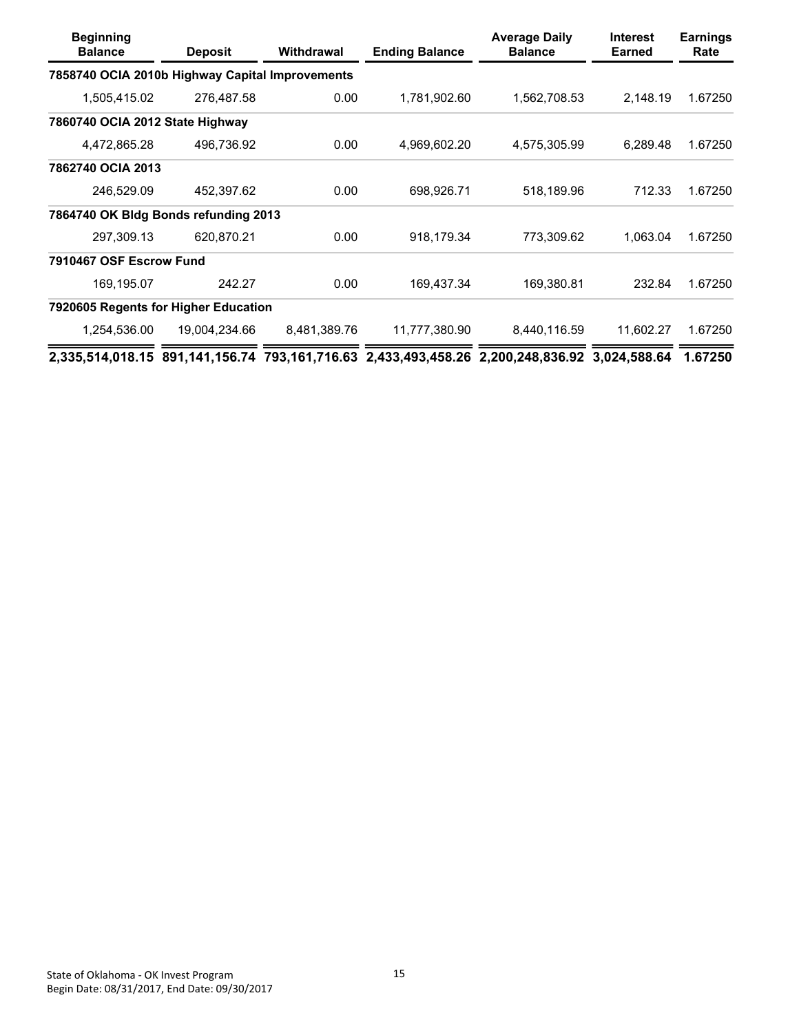| Beginning Balance | Deposit | Withdrawal | Ending Balance | Average Daily Balance | Interest Earned | Earnings Rate |
|---|---|---|---|---|---|---|
| **7858740 OCIA 2010b Highway Capital Improvements** | | | | | | |
| 1,505,415.02 | 276,487.58 | 0.00 | 1,781,902.60 | 1,562,708.53 | 2,148.19 | 1.67250 |
| **7860740 OCIA 2012 State Highway** | | | | | | |
| 4,472,865.28 | 496,736.92 | 0.00 | 4,969,602.20 | 4,575,305.99 | 6,289.48 | 1.67250 |
| **7862740 OCIA 2013** | | | | | | |
| 246,529.09 | 452,397.62 | 0.00 | 698,926.71 | 518,189.96 | 712.33 | 1.67250 |
| **7864740 OK Bldg Bonds refunding 2013** | | | | | | |
| 297,309.13 | 620,870.21 | 0.00 | 918,179.34 | 773,309.62 | 1,063.04 | 1.67250 |
| **7910467 OSF Escrow Fund** | | | | | | |
| 169,195.07 | 242.27 | 0.00 | 169,437.34 | 169,380.81 | 232.84 | 1.67250 |
| **7920605 Regents for Higher Education** | | | | | | |
| 1,254,536.00 | 19,004,234.66 | 8,481,389.76 | 11,777,380.90 | 8,440,116.59 | 11,602.27 | 1.67250 |
| **2,335,514,018.15** | **891,141,156.74** | **793,161,716.63** | **2,433,493,458.26** | **2,200,248,836.92** | **3,024,588.64** | **1.67250** |

State of Oklahoma - OK Invest Program
Begin Date: 08/31/2017, End Date: 09/30/2017